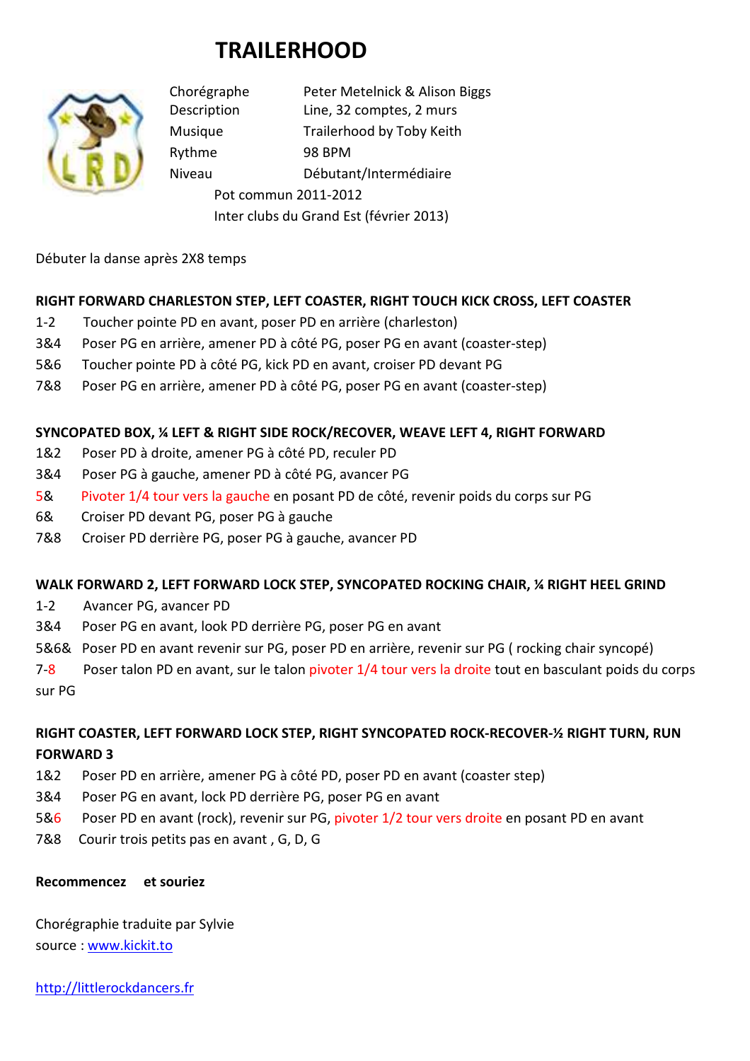# TRAILERHOOD

| | |
|---|---|
| Chorégraphe | Peter Metelnick & Alison Biggs |
| Description | Line, 32 comptes, 2 murs |
| Musique | Trailerhood by Toby Keith |
| Rythme | 98 BPM |
| Niveau | Débutant/Intermédiaire |

Pot commun 2011-2012
Inter clubs du Grand Est (février 2013)

Débuter la danse après 2X8 temps

**RIGHT FORWARD CHARLESTON STEP, LEFT COASTER, RIGHT TOUCH KICK CROSS, LEFT COASTER**

1-2 Toucher pointe PD en avant, poser PD en arrière (charleston)
3&4 Poser PG en arrière, amener PD à côté PG, poser PG en avant (coaster-step)
5&6 Toucher pointe PD à côté PG, kick PD en avant, croiser PD devant PG
7&8 Poser PG en arrière, amener PD à côté PG, poser PG en avant (coaster-step)

**SYNCOPATED BOX, ¼ LEFT & RIGHT SIDE ROCK/RECOVER, WEAVE LEFT 4, RIGHT FORWARD**

1&2 Poser PD à droite, amener PG à côté PD, reculer PD
3&4 Poser PG à gauche, amener PD à côté PG, avancer PG
5& Pivoter 1/4 tour vers la gauche en posant PD de côté, revenir poids du corps sur PG
6& Croiser PD devant PG, poser PG à gauche
7&8 Croiser PD derrière PG, poser PG à gauche, avancer PD

**WALK FORWARD 2, LEFT FORWARD LOCK STEP, SYNCOPATED ROCKING CHAIR, ¼ RIGHT HEEL GRIND**

1-2 Avancer PG, avancer PD
3&4 Poser PG en avant, look PD derrière PG, poser PG en avant
5&6& Poser PD en avant revenir sur PG, poser PD en arrière, revenir sur PG ( rocking chair syncopé)
7-8 Poser talon PD en avant, sur le talon pivoter 1/4 tour vers la droite tout en basculant poids du corps sur PG

**RIGHT COASTER, LEFT FORWARD LOCK STEP, RIGHT SYNCOPATED ROCK-RECOVER-½ RIGHT TURN, RUN FORWARD 3**

1&2 Poser PD en arrière, amener PG à côté PD, poser PD en avant (coaster step)
3&4 Poser PG en avant, lock PD derrière PG, poser PG en avant
5&6 Poser PD en avant (rock), revenir sur PG, pivoter 1/2 tour vers droite en posant PD en avant
7&8 Courir trois petits pas en avant , G, D, G

**Recommencez et souriez**

Chorégraphie traduite par Sylvie
source : [www.kickit.to](www.kickit.to)

[http://littlerockdancers.fr](http://littlerockdancers.fr)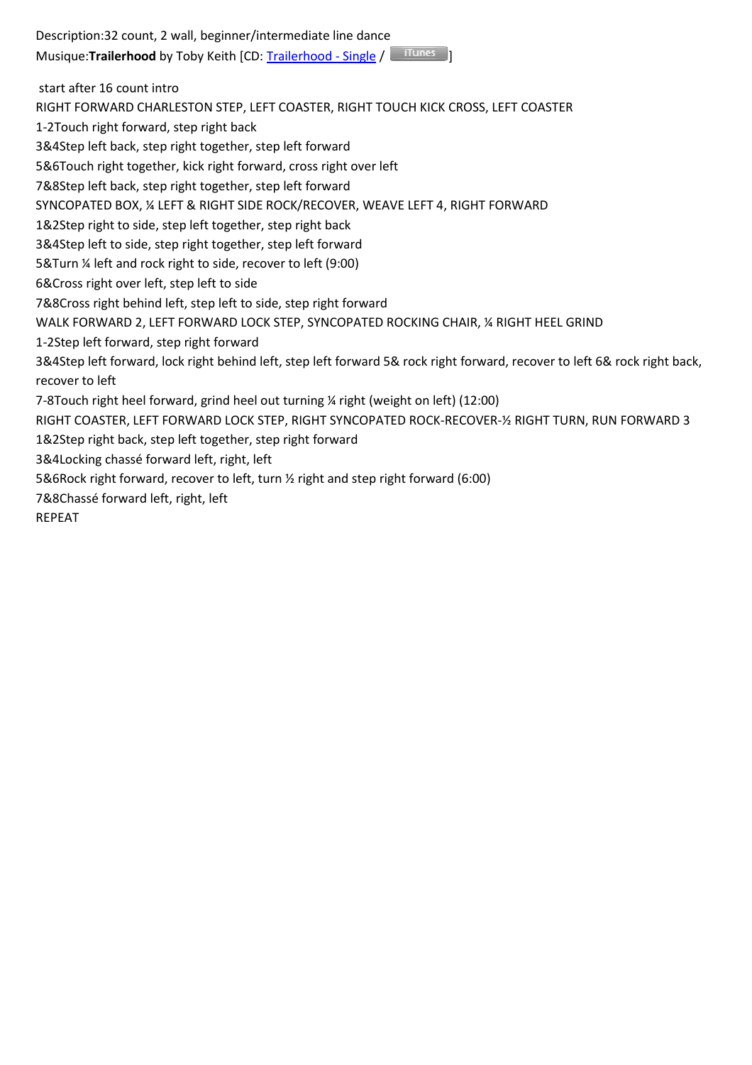Description:32 count, 2 wall, beginner/intermediate line dance

Musique:**Trailerhood** by Toby Keith [CD: Trailerhood - Single / iTunes]

start after 16 count intro

RIGHT FORWARD CHARLESTON STEP, LEFT COASTER, RIGHT TOUCH KICK CROSS, LEFT COASTER

1-2Touch right forward, step right back

3&4Step left back, step right together, step left forward

5&6Touch right together, kick right forward, cross right over left

7&8Step left back, step right together, step left forward

SYNCOPATED BOX, ¼ LEFT & RIGHT SIDE ROCK/RECOVER, WEAVE LEFT 4, RIGHT FORWARD

1&2Step right to side, step left together, step right back

3&4Step left to side, step right together, step left forward

5&Turn ¼ left and rock right to side, recover to left (9:00)

6&Cross right over left, step left to side

7&8Cross right behind left, step left to side, step right forward

WALK FORWARD 2, LEFT FORWARD LOCK STEP, SYNCOPATED ROCKING CHAIR, ¼ RIGHT HEEL GRIND

1-2Step left forward, step right forward

3&4Step left forward, lock right behind left, step left forward 5& rock right forward, recover to left 6& rock right back, recover to left

7-8Touch right heel forward, grind heel out turning ¼ right (weight on left) (12:00)

RIGHT COASTER, LEFT FORWARD LOCK STEP, RIGHT SYNCOPATED ROCK-RECOVER-½ RIGHT TURN, RUN FORWARD 3

1&2Step right back, step left together, step right forward

3&4Locking chassé forward left, right, left

5&6Rock right forward, recover to left, turn ½ right and step right forward (6:00)

7&8Chassé forward left, right, left

REPEAT